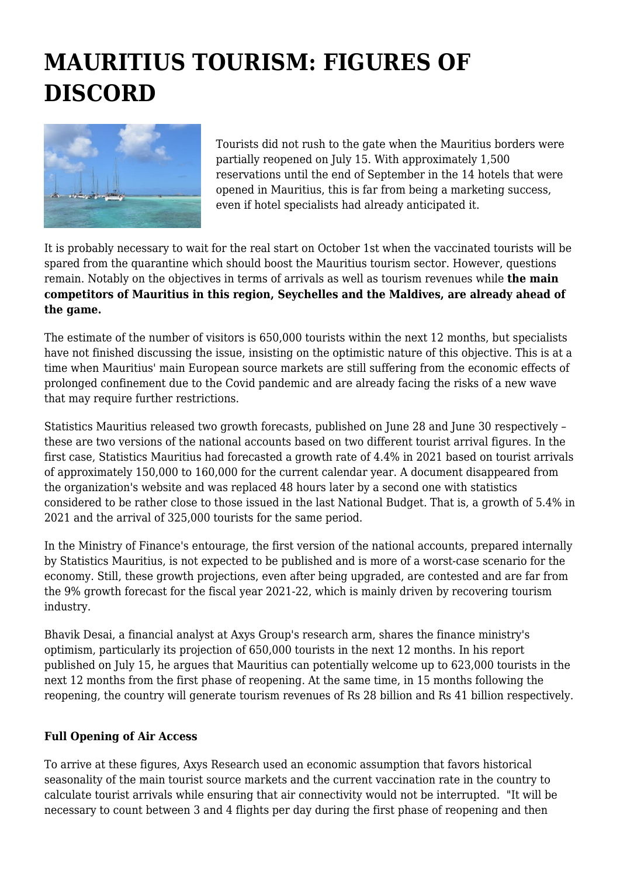# MAURITIUS TOURISM: FIGURES OF DISCORD

Tourists did not rush to the gate when the Mauritius borders were partially reopened on July 15. With approximately 1,500 reservations until the end of September in the 14 hotels that were opened in Mauritius, this is far from being a marketing success, even if hotel specialists had already anticipated it.

It is probably necessary to wait for the real start on October 1st when the vaccinated tourists will be spared from the quarantine which should boost the Mauritius tourism sector. However, questions remain. Notably on the objectives in terms of arrivals as well as tourism revenues while **the main competitors of Mauritius in this region, Seychelles and the Maldives, are already ahead of the game.**

The estimate of the number of visitors is 650,000 tourists within the next 12 months, but specialists have not finished discussing the issue, insisting on the optimistic nature of this objective. This is at a time when Mauritius' main European source markets are still suffering from the economic effects of prolonged confinement due to the Covid pandemic and are already facing the risks of a new wave that may require further restrictions.

Statistics Mauritius released two growth forecasts, published on June 28 and June 30 respectively – these are two versions of the national accounts based on two different tourist arrival figures. In the first case, Statistics Mauritius had forecasted a growth rate of 4.4% in 2021 based on tourist arrivals of approximately 150,000 to 160,000 for the current calendar year. A document disappeared from the organization's website and was replaced 48 hours later by a second one with statistics considered to be rather close to those issued in the last National Budget. That is, a growth of 5.4% in 2021 and the arrival of 325,000 tourists for the same period.

In the Ministry of Finance's entourage, the first version of the national accounts, prepared internally by Statistics Mauritius, is not expected to be published and is more of a worst-case scenario for the economy. Still, these growth projections, even after being upgraded, are contested and are far from the 9% growth forecast for the fiscal year 2021-22, which is mainly driven by recovering tourism industry.

Bhavik Desai, a financial analyst at Axys Group's research arm, shares the finance ministry's optimism, particularly its projection of 650,000 tourists in the next 12 months. In his report published on July 15, he argues that Mauritius can potentially welcome up to 623,000 tourists in the next 12 months from the first phase of reopening. At the same time, in 15 months following the reopening, the country will generate tourism revenues of Rs 28 billion and Rs 41 billion respectively.

**Full Opening of Air Access**

To arrive at these figures, Axys Research used an economic assumption that favors historical seasonality of the main tourist source markets and the current vaccination rate in the country to calculate tourist arrivals while ensuring that air connectivity would not be interrupted. "It will be necessary to count between 3 and 4 flights per day during the first phase of reopening and then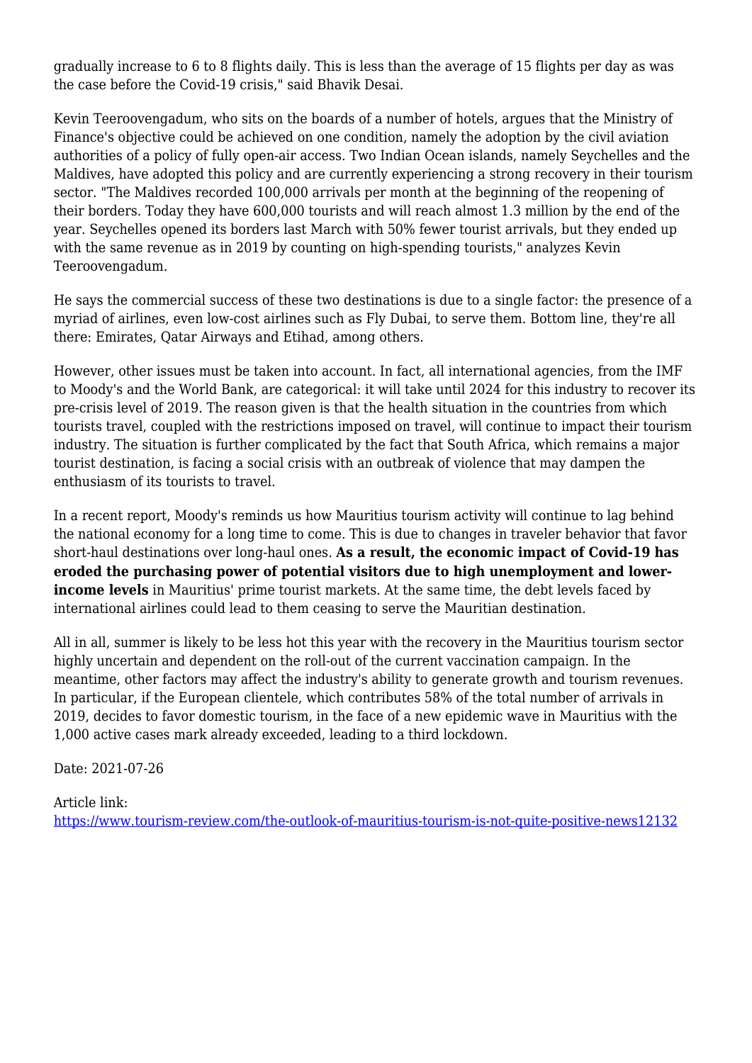gradually increase to 6 to 8 flights daily. This is less than the average of 15 flights per day as was the case before the Covid-19 crisis," said Bhavik Desai.

Kevin Teeroovengadum, who sits on the boards of a number of hotels, argues that the Ministry of Finance's objective could be achieved on one condition, namely the adoption by the civil aviation authorities of a policy of fully open-air access. Two Indian Ocean islands, namely Seychelles and the Maldives, have adopted this policy and are currently experiencing a strong recovery in their tourism sector. "The Maldives recorded 100,000 arrivals per month at the beginning of the reopening of their borders. Today they have 600,000 tourists and will reach almost 1.3 million by the end of the year. Seychelles opened its borders last March with 50% fewer tourist arrivals, but they ended up with the same revenue as in 2019 by counting on high-spending tourists," analyzes Kevin Teeroovengadum.

He says the commercial success of these two destinations is due to a single factor: the presence of a myriad of airlines, even low-cost airlines such as Fly Dubai, to serve them. Bottom line, they're all there: Emirates, Qatar Airways and Etihad, among others.

However, other issues must be taken into account. In fact, all international agencies, from the IMF to Moody's and the World Bank, are categorical: it will take until 2024 for this industry to recover its pre-crisis level of 2019. The reason given is that the health situation in the countries from which tourists travel, coupled with the restrictions imposed on travel, will continue to impact their tourism industry. The situation is further complicated by the fact that South Africa, which remains a major tourist destination, is facing a social crisis with an outbreak of violence that may dampen the enthusiasm of its tourists to travel.

In a recent report, Moody's reminds us how Mauritius tourism activity will continue to lag behind the national economy for a long time to come. This is due to changes in traveler behavior that favor short-haul destinations over long-haul ones. **As a result, the economic impact of Covid-19 has eroded the purchasing power of potential visitors due to high unemployment and lower-income levels** in Mauritius' prime tourist markets. At the same time, the debt levels faced by international airlines could lead to them ceasing to serve the Mauritian destination.

All in all, summer is likely to be less hot this year with the recovery in the Mauritius tourism sector highly uncertain and dependent on the roll-out of the current vaccination campaign. In the meantime, other factors may affect the industry's ability to generate growth and tourism revenues. In particular, if the European clientele, which contributes 58% of the total number of arrivals in 2019, decides to favor domestic tourism, in the face of a new epidemic wave in Mauritius with the 1,000 active cases mark already exceeded, leading to a third lockdown.

Date: 2021-07-26

Article link:
https://www.tourism-review.com/the-outlook-of-mauritius-tourism-is-not-quite-positive-news12132